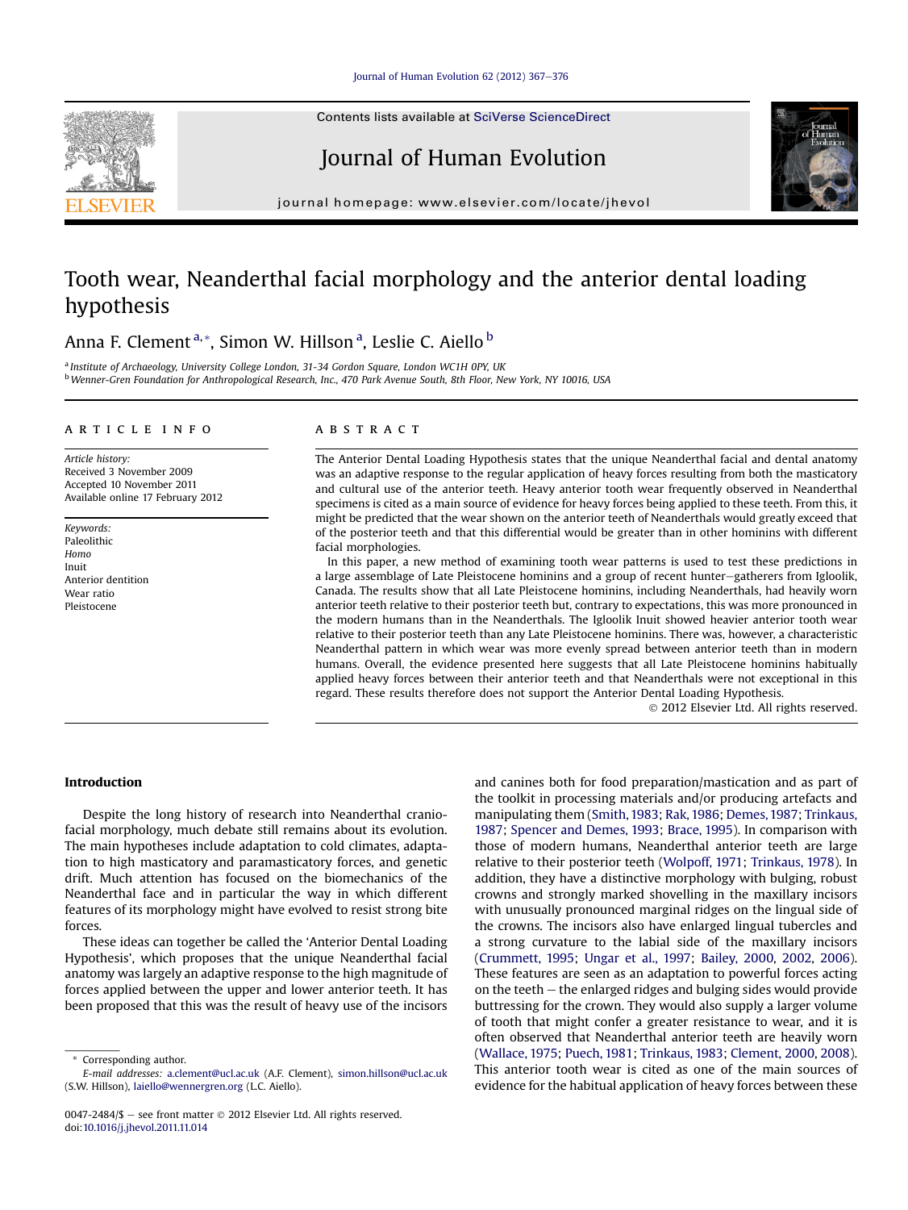# Tooth wear, Neanderthal facial morphology and the anterior dental loading hypothesis

Anna F. Clement [a,*], Simon W. Hillson [a], Leslie C. Aiello [b]

[a] Institute of Archaeology, University College London, 31-34 Gordon Square, London WC1H 0PY, UK

[b] Wenner-Gren Foundation for Anthropological Research, Inc., 470 Park Avenue South, 8th Floor, New York, NY 10016, USA

## ARTICLE INFO

*Article history:*
Received 3 November 2009
Accepted 10 November 2011
Available online 17 February 2012

*Keywords:*
Paleolithic
*Homo*
Inuit
Anterior dentition
Wear ratio
Pleistocene

## ABSTRACT

The Anterior Dental Loading Hypothesis states that the unique Neanderthal facial and dental anatomy was an adaptive response to the regular application of heavy forces resulting from both the masticatory and cultural use of the anterior teeth. Heavy anterior tooth wear frequently observed in Neanderthal specimens is cited as a main source of evidence for heavy forces being applied to these teeth. From this, it might be predicted that the wear shown on the anterior teeth of Neanderthals would greatly exceed that of the posterior teeth and that this differential would be greater than in other hominins with different facial morphologies.

In this paper, a new method of examining tooth wear patterns is used to test these predictions in a large assemblage of Late Pleistocene hominins and a group of recent hunter–gatherers from Igloolik, Canada. The results show that all Late Pleistocene hominins, including Neanderthals, had heavily worn anterior teeth relative to their posterior teeth but, contrary to expectations, this was more pronounced in the modern humans than in the Neanderthals. The Igloolik Inuit showed heavier anterior tooth wear relative to their posterior teeth than any Late Pleistocene hominins. There was, however, a characteristic Neanderthal pattern in which wear was more evenly spread between anterior teeth than in modern humans. Overall, the evidence presented here suggests that all Late Pleistocene hominins habitually applied heavy forces between their anterior teeth and that Neanderthals were not exceptional in this regard. These results therefore does not support the Anterior Dental Loading Hypothesis.

© 2012 Elsevier Ltd. All rights reserved.

## Introduction

Despite the long history of research into Neanderthal craniofacial morphology, much debate still remains about its evolution. The main hypotheses include adaptation to cold climates, adaptation to high masticatory and paramasticatory forces, and genetic drift. Much attention has focused on the biomechanics of the Neanderthal face and in particular the way in which different features of its morphology might have evolved to resist strong bite forces.

These ideas can together be called the 'Anterior Dental Loading Hypothesis', which proposes that the unique Neanderthal facial anatomy was largely an adaptive response to the high magnitude of forces applied between the upper and lower anterior teeth. It has been proposed that this was the result of heavy use of the incisors and canines both for food preparation/mastication and as part of the toolkit in processing materials and/or producing artefacts and manipulating them (Smith, 1983; Rak, 1986; Demes, 1987; Trinkaus, 1987; Spencer and Demes, 1993; Brace, 1995). In comparison with those of modern humans, Neanderthal anterior teeth are large relative to their posterior teeth (Wolpoff, 1971; Trinkaus, 1978). In addition, they have a distinctive morphology with bulging, robust crowns and strongly marked shovelling in the maxillary incisors with unusually pronounced marginal ridges on the lingual side of the crowns. The incisors also have enlarged lingual tubercles and a strong curvature to the labial side of the maxillary incisors (Crummett, 1995; Ungar et al., 1997; Bailey, 2000, 2002, 2006). These features are seen as an adaptation to powerful forces acting on the teeth – the enlarged ridges and bulging sides would provide buttressing for the crown. They would also supply a larger volume of tooth that might confer a greater resistance to wear, and it is often observed that Neanderthal anterior teeth are heavily worn (Wallace, 1975; Puech, 1981; Trinkaus, 1983; Clement, 2000, 2008). This anterior tooth wear is cited as one of the main sources of evidence for the habitual application of heavy forces between these

\* Corresponding author.
E-mail addresses: a.clement@ucl.ac.uk (A.F. Clement), simon.hillson@ucl.ac.uk (S.W. Hillson), laiello@wennergren.org (L.C. Aiello).

0047-2484/$ – see front matter © 2012 Elsevier Ltd. All rights reserved.
doi:10.1016/j.jhevol.2011.11.014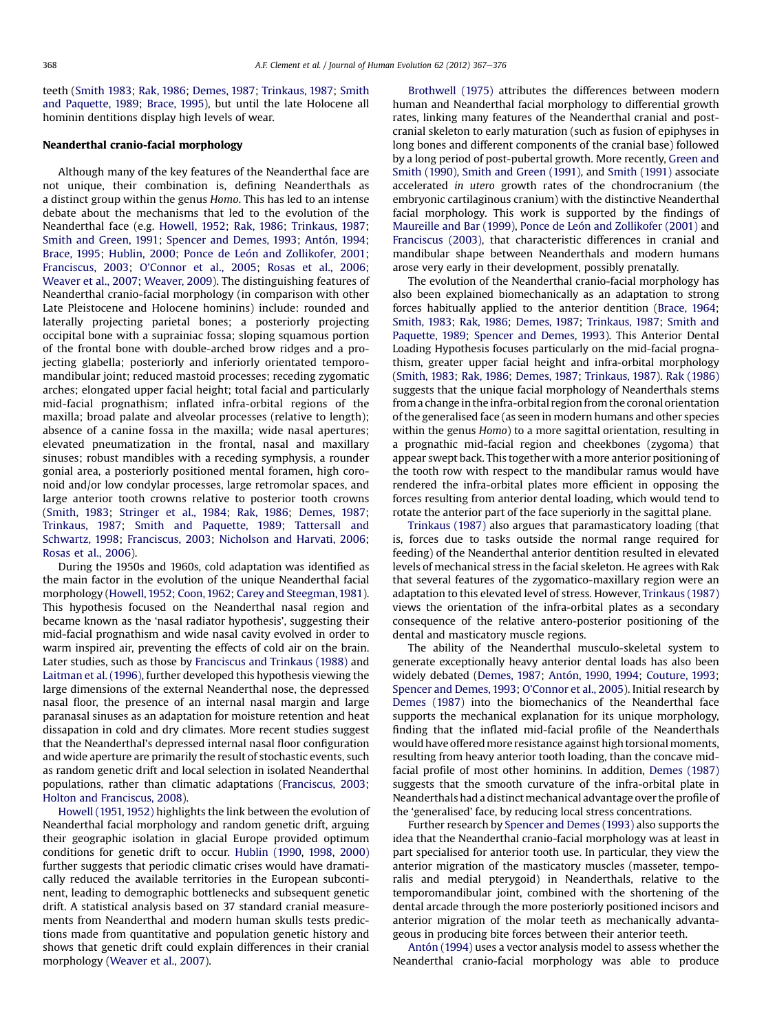teeth (Smith 1983; Rak, 1986; Demes, 1987; Trinkaus, 1987; Smith and Paquette, 1989; Brace, 1995), but until the late Holocene all hominin dentitions display high levels of wear.

## Neanderthal cranio-facial morphology

Although many of the key features of the Neanderthal face are not unique, their combination is, defining Neanderthals as a distinct group within the genus *Homo*. This has led to an intense debate about the mechanisms that led to the evolution of the Neanderthal face (e.g. Howell, 1952; Rak, 1986; Trinkaus, 1987; Smith and Green, 1991; Spencer and Demes, 1993; Antón, 1994; Brace, 1995; Hublin, 2000; Ponce de León and Zollikofer, 2001; Franciscus, 2003; O'Connor et al., 2005; Rosas et al., 2006; Weaver et al., 2007; Weaver, 2009). The distinguishing features of Neanderthal cranio-facial morphology (in comparison with other Late Pleistocene and Holocene hominins) include: rounded and laterally projecting parietal bones; a posteriorly projecting occipital bone with a suprainiac fossa; sloping squamous portion of the frontal bone with double-arched brow ridges and a projecting glabella; posteriorly and inferiorly orientated temporomandibular joint; reduced mastoid processes; receding zygomatic arches; elongated upper facial height; total facial and particularly mid-facial prognathism; inflated infra-orbital regions of the maxilla; broad palate and alveolar processes (relative to length); absence of a canine fossa in the maxilla; wide nasal apertures; elevated pneumatization in the frontal, nasal and maxillary sinuses; robust mandibles with a receding symphysis, a rounder gonial area, a posteriorly positioned mental foramen, high coronoid and/or low condylar processes, large retromolar spaces, and large anterior tooth crowns relative to posterior tooth crowns (Smith, 1983; Stringer et al., 1984; Rak, 1986; Demes, 1987; Trinkaus, 1987; Smith and Paquette, 1989; Tattersall and Schwartz, 1998; Franciscus, 2003; Nicholson and Harvati, 2006; Rosas et al., 2006).

During the 1950s and 1960s, cold adaptation was identified as the main factor in the evolution of the unique Neanderthal facial morphology (Howell, 1952; Coon, 1962; Carey and Steegman, 1981). This hypothesis focused on the Neanderthal nasal region and became known as the 'nasal radiator hypothesis', suggesting their mid-facial prognathism and wide nasal cavity evolved in order to warm inspired air, preventing the effects of cold air on the brain. Later studies, such as those by Franciscus and Trinkaus (1988) and Laitman et al. (1996), further developed this hypothesis viewing the large dimensions of the external Neanderthal nose, the depressed nasal floor, the presence of an internal nasal margin and large paranasal sinuses as an adaptation for moisture retention and heat dissapation in cold and dry climates. More recent studies suggest that the Neanderthal's depressed internal nasal floor configuration and wide aperture are primarily the result of stochastic events, such as random genetic drift and local selection in isolated Neanderthal populations, rather than climatic adaptations (Franciscus, 2003; Holton and Franciscus, 2008).

Howell (1951, 1952) highlights the link between the evolution of Neanderthal facial morphology and random genetic drift, arguing their geographic isolation in glacial Europe provided optimum conditions for genetic drift to occur. Hublin (1990, 1998, 2000) further suggests that periodic climatic crises would have dramatically reduced the available territories in the European subcontinent, leading to demographic bottlenecks and subsequent genetic drift. A statistical analysis based on 37 standard cranial measurements from Neanderthal and modern human skulls tests predictions made from quantitative and population genetic history and shows that genetic drift could explain differences in their cranial morphology (Weaver et al., 2007).

Brothwell (1975) attributes the differences between modern human and Neanderthal facial morphology to differential growth rates, linking many features of the Neanderthal cranial and postcranial skeleton to early maturation (such as fusion of epiphyses in long bones and different components of the cranial base) followed by a long period of post-pubertal growth. More recently, Green and Smith (1990), Smith and Green (1991), and Smith (1991) associate accelerated *in utero* growth rates of the chondrocranium (the embryonic cartilaginous cranium) with the distinctive Neanderthal facial morphology. This work is supported by the findings of Maureille and Bar (1999), Ponce de León and Zollikofer (2001) and Franciscus (2003), that characteristic differences in cranial and mandibular shape between Neanderthals and modern humans arose very early in their development, possibly prenatally.

The evolution of the Neanderthal cranio-facial morphology has also been explained biomechanically as an adaptation to strong forces habitually applied to the anterior dentition (Brace, 1964; Smith, 1983; Rak, 1986; Demes, 1987; Trinkaus, 1987; Smith and Paquette, 1989; Spencer and Demes, 1993). This Anterior Dental Loading Hypothesis focuses particularly on the mid-facial prognathism, greater upper facial height and infra-orbital morphology (Smith, 1983; Rak, 1986; Demes, 1987; Trinkaus, 1987). Rak (1986) suggests that the unique facial morphology of Neanderthals stems from a change in the infra-orbital region from the coronal orientation of the generalised face (as seen in modern humans and other species within the genus *Homo*) to a more sagittal orientation, resulting in a prognathic mid-facial region and cheekbones (zygoma) that appear swept back. This together with a more anterior positioning of the tooth row with respect to the mandibular ramus would have rendered the infra-orbital plates more efficient in opposing the forces resulting from anterior dental loading, which would tend to rotate the anterior part of the face superiorly in the sagittal plane.

Trinkaus (1987) also argues that paramasticatory loading (that is, forces due to tasks outside the normal range required for feeding) of the Neanderthal anterior dentition resulted in elevated levels of mechanical stress in the facial skeleton. He agrees with Rak that several features of the zygomatico-maxillary region were an adaptation to this elevated level of stress. However, Trinkaus (1987) views the orientation of the infra-orbital plates as a secondary consequence of the relative antero-posterior positioning of the dental and masticatory muscle regions.

The ability of the Neanderthal musculo-skeletal system to generate exceptionally heavy anterior dental loads has also been widely debated (Demes, 1987; Antón, 1990, 1994; Couture, 1993; Spencer and Demes, 1993; O'Connor et al., 2005). Initial research by Demes (1987) into the biomechanics of the Neanderthal face supports the mechanical explanation for its unique morphology, finding that the inflated mid-facial profile of the Neanderthals would have offered more resistance against high torsional moments, resulting from heavy anterior tooth loading, than the concave mid-facial profile of most other hominins. In addition, Demes (1987) suggests that the smooth curvature of the infra-orbital plate in Neanderthals had a distinct mechanical advantage over the profile of the 'generalised' face, by reducing local stress concentrations.

Further research by Spencer and Demes (1993) also supports the idea that the Neanderthal cranio-facial morphology was at least in part specialised for anterior tooth use. In particular, they view the anterior migration of the masticatory muscles (masseter, temporalis and medial pterygoid) in Neanderthals, relative to the temporomandibular joint, combined with the shortening of the dental arcade through the more posteriorly positioned incisors and anterior migration of the molar teeth as mechanically advantageous in producing bite forces between their anterior teeth.

Antón (1994) uses a vector analysis model to assess whether the Neanderthal cranio-facial morphology was able to produce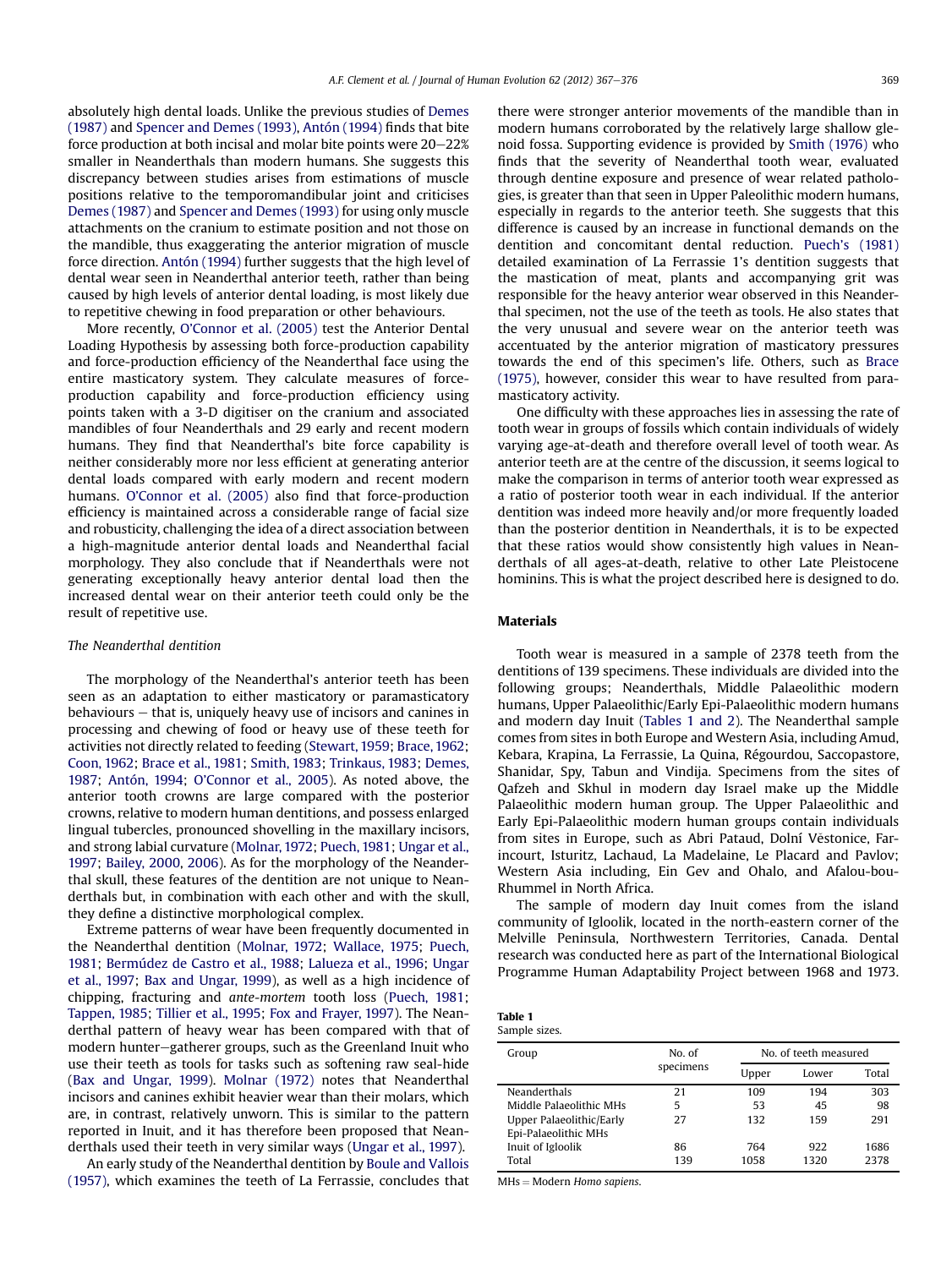absolutely high dental loads. Unlike the previous studies of Demes (1987) and Spencer and Demes (1993), Antón (1994) finds that bite force production at both incisal and molar bite points were 20–22% smaller in Neanderthals than modern humans. She suggests this discrepancy between studies arises from estimations of muscle positions relative to the temporomandibular joint and criticises Demes (1987) and Spencer and Demes (1993) for using only muscle attachments on the cranium to estimate position and not those on the mandible, thus exaggerating the anterior migration of muscle force direction. Antón (1994) further suggests that the high level of dental wear seen in Neanderthal anterior teeth, rather than being caused by high levels of anterior dental loading, is most likely due to repetitive chewing in food preparation or other behaviours.

More recently, O'Connor et al. (2005) test the Anterior Dental Loading Hypothesis by assessing both force-production capability and force-production efficiency of the Neanderthal face using the entire masticatory system. They calculate measures of force-production capability and force-production efficiency using points taken with a 3-D digitiser on the cranium and associated mandibles of four Neanderthals and 29 early and recent modern humans. They find that Neanderthal's bite force capability is neither considerably more nor less efficient at generating anterior dental loads compared with early modern and recent modern humans. O'Connor et al. (2005) also find that force-production efficiency is maintained across a considerable range of facial size and robusticity, challenging the idea of a direct association between a high-magnitude anterior dental loads and Neanderthal facial morphology. They also conclude that if Neanderthals were not generating exceptionally heavy anterior dental load then the increased dental wear on their anterior teeth could only be the result of repetitive use.

### The Neanderthal dentition

The morphology of the Neanderthal's anterior teeth has been seen as an adaptation to either masticatory or paramasticatory behaviours – that is, uniquely heavy use of incisors and canines in processing and chewing of food or heavy use of these teeth for activities not directly related to feeding (Stewart, 1959; Brace, 1962; Coon, 1962; Brace et al., 1981; Smith, 1983; Trinkaus, 1983; Demes, 1987; Antón, 1994; O'Connor et al., 2005). As noted above, the anterior tooth crowns are large compared with the posterior crowns, relative to modern human dentitions, and possess enlarged lingual tubercles, pronounced shovelling in the maxillary incisors, and strong labial curvature (Molnar, 1972; Puech, 1981; Ungar et al., 1997; Bailey, 2000, 2006). As for the morphology of the Neanderthal skull, these features of the dentition are not unique to Neanderthals but, in combination with each other and with the skull, they define a distinctive morphological complex.

Extreme patterns of wear have been frequently documented in the Neanderthal dentition (Molnar, 1972; Wallace, 1975; Puech, 1981; Bermúdez de Castro et al., 1988; Lalueza et al., 1996; Ungar et al., 1997; Bax and Ungar, 1999), as well as a high incidence of chipping, fracturing and *ante-mortem* tooth loss (Puech, 1981; Tappen, 1985; Tillier et al., 1995; Fox and Frayer, 1997). The Neanderthal pattern of heavy wear has been compared with that of modern hunter–gatherer groups, such as the Greenland Inuit who use their teeth as tools for tasks such as softening raw seal-hide (Bax and Ungar, 1999). Molnar (1972) notes that Neanderthal incisors and canines exhibit heavier wear than their molars, which are, in contrast, relatively unworn. This is similar to the pattern reported in Inuit, and it has therefore been proposed that Neanderthals used their teeth in very similar ways (Ungar et al., 1997).

An early study of the Neanderthal dentition by Boule and Vallois (1957), which examines the teeth of La Ferrassie, concludes that there were stronger anterior movements of the mandible than in modern humans corroborated by the relatively large shallow glenoid fossa. Supporting evidence is provided by Smith (1976) who finds that the severity of Neanderthal tooth wear, evaluated through dentine exposure and presence of wear related pathologies, is greater than that seen in Upper Paleolithic modern humans, especially in regards to the anterior teeth. She suggests that this difference is caused by an increase in functional demands on the dentition and concomitant dental reduction. Puech's (1981) detailed examination of La Ferrassie 1's dentition suggests that the mastication of meat, plants and accompanying grit was responsible for the heavy anterior wear observed in this Neanderthal specimen, not the use of the teeth as tools. He also states that the very unusual and severe wear on the anterior teeth was accentuated by the anterior migration of masticatory pressures towards the end of this specimen's life. Others, such as Brace (1975), however, consider this wear to have resulted from paramasticatory activity.

One difficulty with these approaches lies in assessing the rate of tooth wear in groups of fossils which contain individuals of widely varying age-at-death and therefore overall level of tooth wear. As anterior teeth are at the centre of the discussion, it seems logical to make the comparison in terms of anterior tooth wear expressed as a ratio of posterior tooth wear in each individual. If the anterior dentition was indeed more heavily and/or more frequently loaded than the posterior dentition in Neanderthals, it is to be expected that these ratios would show consistently high values in Neanderthals of all ages-at-death, relative to other Late Pleistocene hominins. This is what the project described here is designed to do.

## Materials

Tooth wear is measured in a sample of 2378 teeth from the dentitions of 139 specimens. These individuals are divided into the following groups; Neanderthals, Middle Palaeolithic modern humans, Upper Palaeolithic/Early Epi-Palaeolithic modern humans and modern day Inuit (Tables 1 and 2). The Neanderthal sample comes from sites in both Europe and Western Asia, including Amud, Kebara, Krapina, La Ferrassie, La Quina, Régourdou, Saccopastore, Shanidar, Spy, Tabun and Vindija. Specimens from the sites of Qafzeh and Skhul in modern day Israel make up the Middle Palaeolithic modern human group. The Upper Palaeolithic and Early Epi-Palaeolithic modern human groups contain individuals from sites in Europe, such as Abri Pataud, Dolní Věstonice, Farincourt, Isturitz, Lachaud, La Madelaine, Le Placard and Pavlov; Western Asia including, Ein Gev and Ohalo, and Afalou-bou-Rhummel in North Africa.

The sample of modern day Inuit comes from the island community of Igloolik, located in the north-eastern corner of the Melville Peninsula, Northwestern Territories, Canada. Dental research was conducted here as part of the International Biological Programme Human Adaptability Project between 1968 and 1973.

**Table 1**
Sample sizes.

| Group | No. of specimens | No. of teeth measured | | |
|---|---|---|---|---|
| | | Upper | Lower | Total |
| Neanderthals | 21 | 109 | 194 | 303 |
| Middle Palaeolithic MHs | 5 | 53 | 45 | 98 |
| Upper Palaeolithic/Early Epi-Palaeolithic MHs | 27 | 132 | 159 | 291 |
| Inuit of Igloolik | 86 | 764 | 922 | 1686 |
| Total | 139 | 1058 | 1320 | 2378 |

MHs = Modern *Homo sapiens*.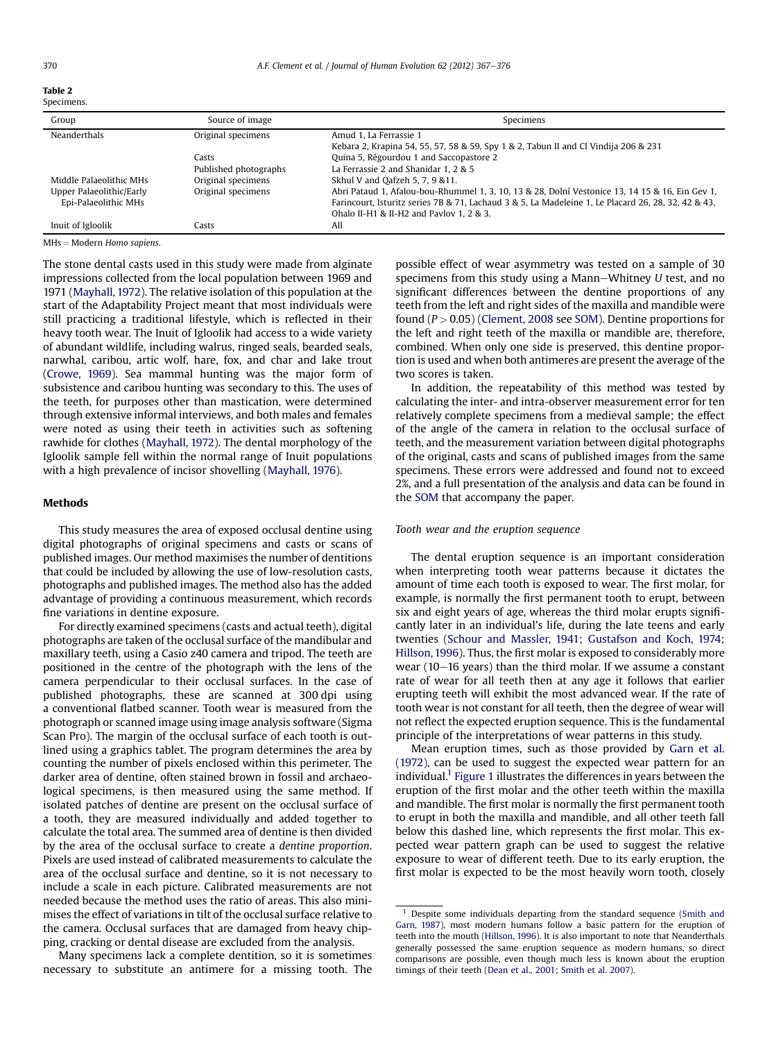**Table 2**
Specimens.

| Group | Source of image | Specimens |
|---|---|---|
| Neanderthals | Original specimens | Amud 1, La Ferrassie 1 |
| | | Kebara 2, Krapina 54, 55, 57, 58 & 59, Spy 1 & 2, Tabun II and CI Vindija 206 & 231 |
| | Casts | Quina 5, Régourdou 1 and Saccopastore 2 |
| | Published photographs | La Ferrassie 2 and Shanidar 1, 2 & 5 |
| Middle Palaeolithic MHs | Original specimens | Skhul V and Qafzeh 5, 7, 9 &11. |
| Upper Palaeolithic/Early Epi-Palaeolithic MHs | Original specimens | Abri Pataud 1, Afalou-bou-Rhummel 1, 3, 10, 13 & 28, Dolní Věstonice 13, 14 15 & 16, Ein Gev 1, Farincourt, Isturitz series 7B & 71, Lachaud 3 & 5, La Madeleine 1, Le Placard 26, 28, 32, 42 & 43, Ohalo II-H1 & II-H2 and Pavlov 1, 2 & 3. |
| Inuit of Igloolik | Casts | All |

MHs = Modern *Homo sapiens*.

The stone dental casts used in this study were made from alginate impressions collected from the local population between 1969 and 1971 (Mayhall, 1972). The relative isolation of this population at the start of the Adaptability Project meant that most individuals were still practicing a traditional lifestyle, which is reflected in their heavy tooth wear. The Inuit of Igloolik had access to a wide variety of abundant wildlife, including walrus, ringed seals, bearded seals, narwhal, caribou, artic wolf, hare, fox, and char and lake trout (Crowe, 1969). Sea mammal hunting was the major form of subsistence and caribou hunting was secondary to this. The uses of the teeth, for purposes other than mastication, were determined through extensive informal interviews, and both males and females were noted as using their teeth in activities such as softening rawhide for clothes (Mayhall, 1972). The dental morphology of the Igloolik sample fell within the normal range of Inuit populations with a high prevalence of incisor shovelling (Mayhall, 1976).

## Methods

This study measures the area of exposed occlusal dentine using digital photographs of original specimens and casts or scans of published images. Our method maximises the number of dentitions that could be included by allowing the use of low-resolution casts, photographs and published images. The method also has the added advantage of providing a continuous measurement, which records fine variations in dentine exposure.

For directly examined specimens (casts and actual teeth), digital photographs are taken of the occlusal surface of the mandibular and maxillary teeth, using a Casio z40 camera and tripod. The teeth are positioned in the centre of the photograph with the lens of the camera perpendicular to their occlusal surfaces. In the case of published photographs, these are scanned at 300 dpi using a conventional flatbed scanner. Tooth wear is measured from the photograph or scanned image using image analysis software (Sigma Scan Pro). The margin of the occlusal surface of each tooth is outlined using a graphics tablet. The program determines the area by counting the number of pixels enclosed within this perimeter. The darker area of dentine, often stained brown in fossil and archaeological specimens, is then measured using the same method. If isolated patches of dentine are present on the occlusal surface of a tooth, they are measured individually and added together to calculate the total area. The summed area of dentine is then divided by the area of the occlusal surface to create a *dentine proportion*. Pixels are used instead of calibrated measurements to calculate the area of the occlusal surface and dentine, so it is not necessary to include a scale in each picture. Calibrated measurements are not needed because the method uses the ratio of areas. This also minimises the effect of variations in tilt of the occlusal surface relative to the camera. Occlusal surfaces that are damaged from heavy chipping, cracking or dental disease are excluded from the analysis.

Many specimens lack a complete dentition, so it is sometimes necessary to substitute an antimere for a missing tooth. The possible effect of wear asymmetry was tested on a sample of 30 specimens from this study using a Mann–Whitney *U* test, and no significant differences between the dentine proportions of any teeth from the left and right sides of the maxilla and mandible were found ($P > 0.05$) (Clement, 2008 see SOM). Dentine proportions for the left and right teeth of the maxilla or mandible are, therefore, combined. When only one side is preserved, this dentine proportion is used and when both antimeres are present the average of the two scores is taken.

In addition, the repeatability of this method was tested by calculating the inter- and intra-observer measurement error for ten relatively complete specimens from a medieval sample; the effect of the angle of the camera in relation to the occlusal surface of teeth, and the measurement variation between digital photographs of the original, casts and scans of published images from the same specimens. These errors were addressed and found not to exceed 2%, and a full presentation of the analysis and data can be found in the SOM that accompany the paper.

### *Tooth wear and the eruption sequence*

The dental eruption sequence is an important consideration when interpreting tooth wear patterns because it dictates the amount of time each tooth is exposed to wear. The first molar, for example, is normally the first permanent tooth to erupt, between six and eight years of age, whereas the third molar erupts significantly later in an individual's life, during the late teens and early twenties (Schour and Massler, 1941; Gustafson and Koch, 1974; Hillson, 1996). Thus, the first molar is exposed to considerably more wear (10–16 years) than the third molar. If we assume a constant rate of wear for all teeth then at any age it follows that earlier erupting teeth will exhibit the most advanced wear. If the rate of tooth wear is not constant for all teeth, then the degree of wear will not reflect the expected eruption sequence. This is the fundamental principle of the interpretations of wear patterns in this study.

Mean eruption times, such as those provided by Garn et al. (1972), can be used to suggest the expected wear pattern for an individual.[1] Figure 1 illustrates the differences in years between the eruption of the first molar and the other teeth within the maxilla and mandible. The first molar is normally the first permanent tooth to erupt in both the maxilla and mandible, and all other teeth fall below this dashed line, which represents the first molar. This expected wear pattern graph can be used to suggest the relative exposure to wear of different teeth. Due to its early eruption, the first molar is expected to be the most heavily worn tooth, closely

[1] Despite some individuals departing from the standard sequence (Smith and Garn, 1987), most modern humans follow a basic pattern for the eruption of teeth into the mouth (Hillson, 1996). It is also important to note that Neanderthals generally possessed the same eruption sequence as modern humans, so direct comparisons are possible, even though much less is known about the eruption timings of their teeth (Dean et al., 2001; Smith et al. 2007).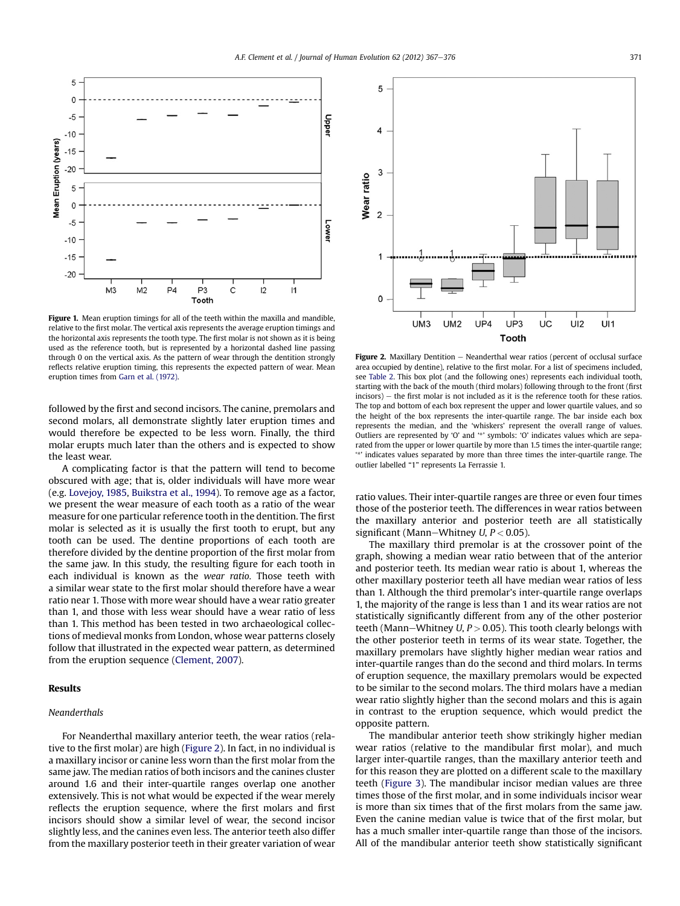**Figure 1.** Mean eruption timings for all of the teeth within the maxilla and mandible, relative to the first molar. The vertical axis represents the average eruption timings and the horizontal axis represents the tooth type. The first molar is not shown as it is being used as the reference tooth, but is represented by a horizontal dashed line passing through 0 on the vertical axis. As the pattern of wear through the dentition strongly reflects relative eruption timing, this represents the expected pattern of wear. Mean eruption times from Garn et al. (1972).

**Figure 2.** Maxillary Dentition – Neanderthal wear ratios (percent of occlusal surface area occupied by dentine), relative to the first molar. For a list of specimens included, see Table 2. This box plot (and the following ones) represents each individual tooth, starting with the back of the mouth (third molars) following through to the front (first incisors) – the first molar is not included as it is the reference tooth for these ratios. The top and bottom of each box represent the upper and lower quartile values, and so the height of the box represents the inter-quartile range. The bar inside each box represents the median, and the 'whiskers' represent the overall range of values. Outliers are represented by 'O' and '*' symbols: 'O' indicates values which are separated from the upper or lower quartile by more than 1.5 times the inter-quartile range; '*' indicates values separated by more than three times the inter-quartile range. The outlier labelled "1" represents La Ferrassie 1.

followed by the first and second incisors. The canine, premolars and second molars, all demonstrate slightly later eruption times and would therefore be expected to be less worn. Finally, the third molar erupts much later than the others and is expected to show the least wear.

A complicating factor is that the pattern will tend to become obscured with age; that is, older individuals will have more wear (e.g. Lovejoy, 1985, Buikstra et al., 1994). To remove age as a factor, we present the wear measure of each tooth as a ratio of the wear measure for one particular reference tooth in the dentition. The first molar is selected as it is usually the first tooth to erupt, but any tooth can be used. The dentine proportions of each tooth are therefore divided by the dentine proportion of the first molar from the same jaw. In this study, the resulting figure for each tooth in each individual is known as the *wear ratio*. Those teeth with a similar wear state to the first molar should therefore have a wear ratio near 1. Those with more wear should have a wear ratio greater than 1, and those with less wear should have a wear ratio of less than 1. This method has been tested in two archaeological collections of medieval monks from London, whose wear patterns closely follow that illustrated in the expected wear pattern, as determined from the eruption sequence (Clement, 2007).

## Results

### *Neanderthals*

For Neanderthal maxillary anterior teeth, the wear ratios (relative to the first molar) are high (Figure 2). In fact, in no individual is a maxillary incisor or canine less worn than the first molar from the same jaw. The median ratios of both incisors and the canines cluster around 1.6 and their inter-quartile ranges overlap one another extensively. This is not what would be expected if the wear merely reflects the eruption sequence, where the first molars and first incisors should show a similar level of wear, the second incisor slightly less, and the canines even less. The anterior teeth also differ from the maxillary posterior teeth in their greater variation of wear ratio values. Their inter-quartile ranges are three or even four times those of the posterior teeth. The differences in wear ratios between the maxillary anterior and posterior teeth are all statistically significant (Mann–Whitney $U$, $P < 0.05$).

The maxillary third premolar is at the crossover point of the graph, showing a median wear ratio between that of the anterior and posterior teeth. Its median wear ratio is about 1, whereas the other maxillary posterior teeth all have median wear ratios of less than 1. Although the third premolar's inter-quartile range overlaps 1, the majority of the range is less than 1 and its wear ratios are not statistically significantly different from any of the other posterior teeth (Mann–Whitney $U$, $P > 0.05$). This tooth clearly belongs with the other posterior teeth in terms of its wear state. Together, the maxillary premolars have slightly higher median wear ratios and inter-quartile ranges than do the second and third molars. In terms of eruption sequence, the maxillary premolars would be expected to be similar to the second molars. The third molars have a median wear ratio slightly higher than the second molars and this is again in contrast to the eruption sequence, which would predict the opposite pattern.

The mandibular anterior teeth show strikingly higher median wear ratios (relative to the mandibular first molar), and much larger inter-quartile ranges, than the maxillary anterior teeth and for this reason they are plotted on a different scale to the maxillary teeth (Figure 3). The mandibular incisor median values are three times those of the first molar, and in some individuals incisor wear is more than six times that of the first molars from the same jaw. Even the canine median value is twice that of the first molar, but has a much smaller inter-quartile range than those of the incisors. All of the mandibular anterior teeth show statistically significant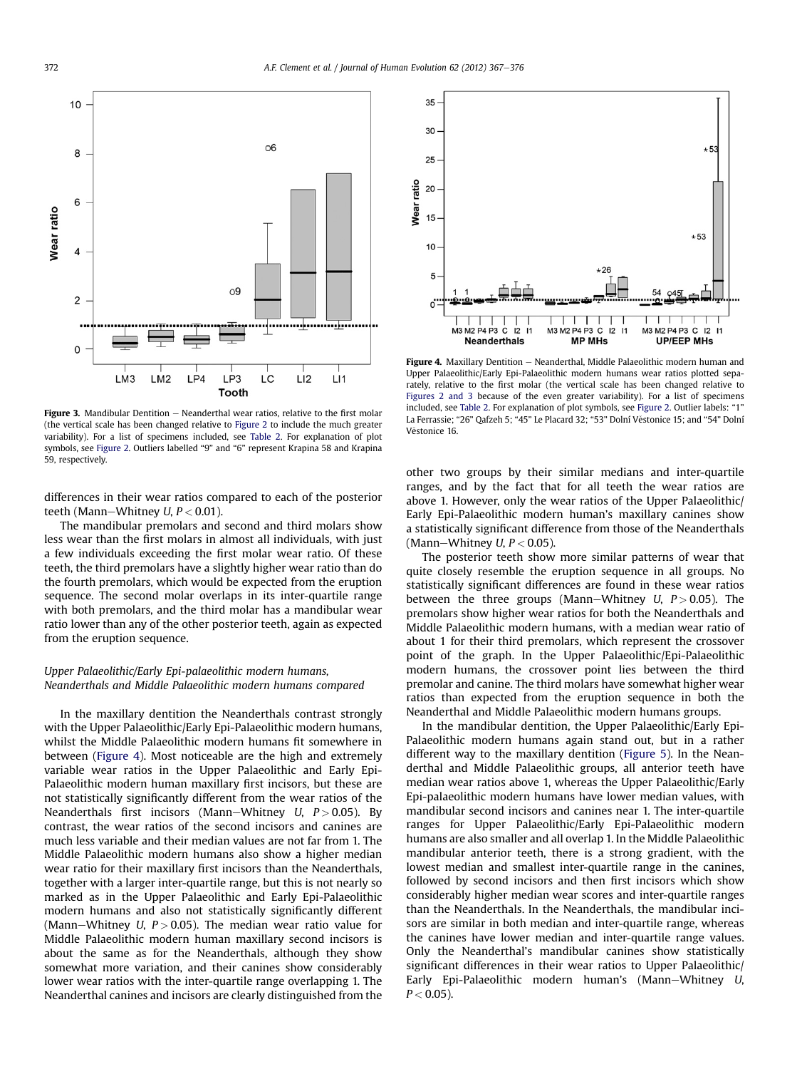Figure 3. Mandibular Dentition – Neanderthal wear ratios, relative to the first molar (the vertical scale has been changed relative to Figure 2 to include the much greater variability). For a list of specimens included, see Table 2. For explanation of plot symbols, see Figure 2. Outliers labelled "9" and "6" represent Krapina 58 and Krapina 59, respectively.

Figure 4. Maxillary Dentition – Neanderthal, Middle Palaeolithic modern human and Upper Palaeolithic/Early Epi-Palaeolithic modern humans wear ratios plotted separately, relative to the first molar (the vertical scale has been changed relative to Figures 2 and 3 because of the even greater variability). For a list of specimens included, see Table 2. For explanation of plot symbols, see Figure 2. Outlier labels: "1" La Ferrassie; "26" Qafzeh 5; "45" Le Placard 32; "53" Dolní Věstonice 15; and "54" Dolní Věstonice 16.

differences in their wear ratios compared to each of the posterior teeth (Mann–Whitney $U$, $P < 0.01$).

The mandibular premolars and second and third molars show less wear than the first molars in almost all individuals, with just a few individuals exceeding the first molar wear ratio. Of these teeth, the third premolars have a slightly higher wear ratio than do the fourth premolars, which would be expected from the eruption sequence. The second molar overlaps in its inter-quartile range with both premolars, and the third molar has a mandibular wear ratio lower than any of the other posterior teeth, again as expected from the eruption sequence.

### *Upper Palaeolithic/Early Epi-palaeolithic modern humans, Neanderthals and Middle Palaeolithic modern humans compared*

In the maxillary dentition the Neanderthals contrast strongly with the Upper Palaeolithic/Early Epi-Palaeolithic modern humans, whilst the Middle Palaeolithic modern humans fit somewhere in between (Figure 4). Most noticeable are the high and extremely variable wear ratios in the Upper Palaeolithic and Early Epi-Palaeolithic modern human maxillary first incisors, but these are not statistically significantly different from the wear ratios of the Neanderthals first incisors (Mann–Whitney $U$, $P > 0.05$). By contrast, the wear ratios of the second incisors and canines are much less variable and their median values are not far from 1. The Middle Palaeolithic modern humans also show a higher median wear ratio for their maxillary first incisors than the Neanderthals, together with a larger inter-quartile range, but this is not nearly so marked as in the Upper Palaeolithic and Early Epi-Palaeolithic modern humans and also not statistically significantly different (Mann–Whitney $U$, $P > 0.05$). The median wear ratio value for Middle Palaeolithic modern human maxillary second incisors is about the same as for the Neanderthals, although they show somewhat more variation, and their canines show considerably lower wear ratios with the inter-quartile range overlapping 1. The Neanderthal canines and incisors are clearly distinguished from the other two groups by their similar medians and inter-quartile ranges, and by the fact that for all teeth the wear ratios are above 1. However, only the wear ratios of the Upper Palaeolithic/Early Epi-Palaeolithic modern human's maxillary canines show a statistically significant difference from those of the Neanderthals (Mann–Whitney $U$, $P < 0.05$).

The posterior teeth show more similar patterns of wear that quite closely resemble the eruption sequence in all groups. No statistically significant differences are found in these wear ratios between the three groups (Mann–Whitney $U$, $P > 0.05$). The premolars show higher wear ratios for both the Neanderthals and Middle Palaeolithic modern humans, with a median wear ratio of about 1 for their third premolars, which represent the crossover point of the graph. In the Upper Palaeolithic/Epi-Palaeolithic modern humans, the crossover point lies between the third premolar and canine. The third molars have somewhat higher wear ratios than expected from the eruption sequence in both the Neanderthal and Middle Palaeolithic modern humans groups.

In the mandibular dentition, the Upper Palaeolithic/Early Epi-Palaeolithic modern humans again stand out, but in a rather different way to the maxillary dentition (Figure 5). In the Neanderthal and Middle Palaeolithic groups, all anterior teeth have median wear ratios above 1, whereas the Upper Palaeolithic/Early Epi-palaeolithic modern humans have lower median values, with mandibular second incisors and canines near 1. The inter-quartile ranges for Upper Palaeolithic/Early Epi-Palaeolithic modern humans are also smaller and all overlap 1. In the Middle Palaeolithic mandibular anterior teeth, there is a strong gradient, with the lowest median and smallest inter-quartile range in the canines, followed by second incisors and then first incisors which show considerably higher median wear scores and inter-quartile ranges than the Neanderthals. In the Neanderthals, the mandibular incisors are similar in both median and inter-quartile range, whereas the canines have lower median and inter-quartile range values. Only the Neanderthal's mandibular canines show statistically significant differences in their wear ratios to Upper Palaeolithic/Early Epi-Palaeolithic modern human's (Mann–Whitney $U$, $P < 0.05$).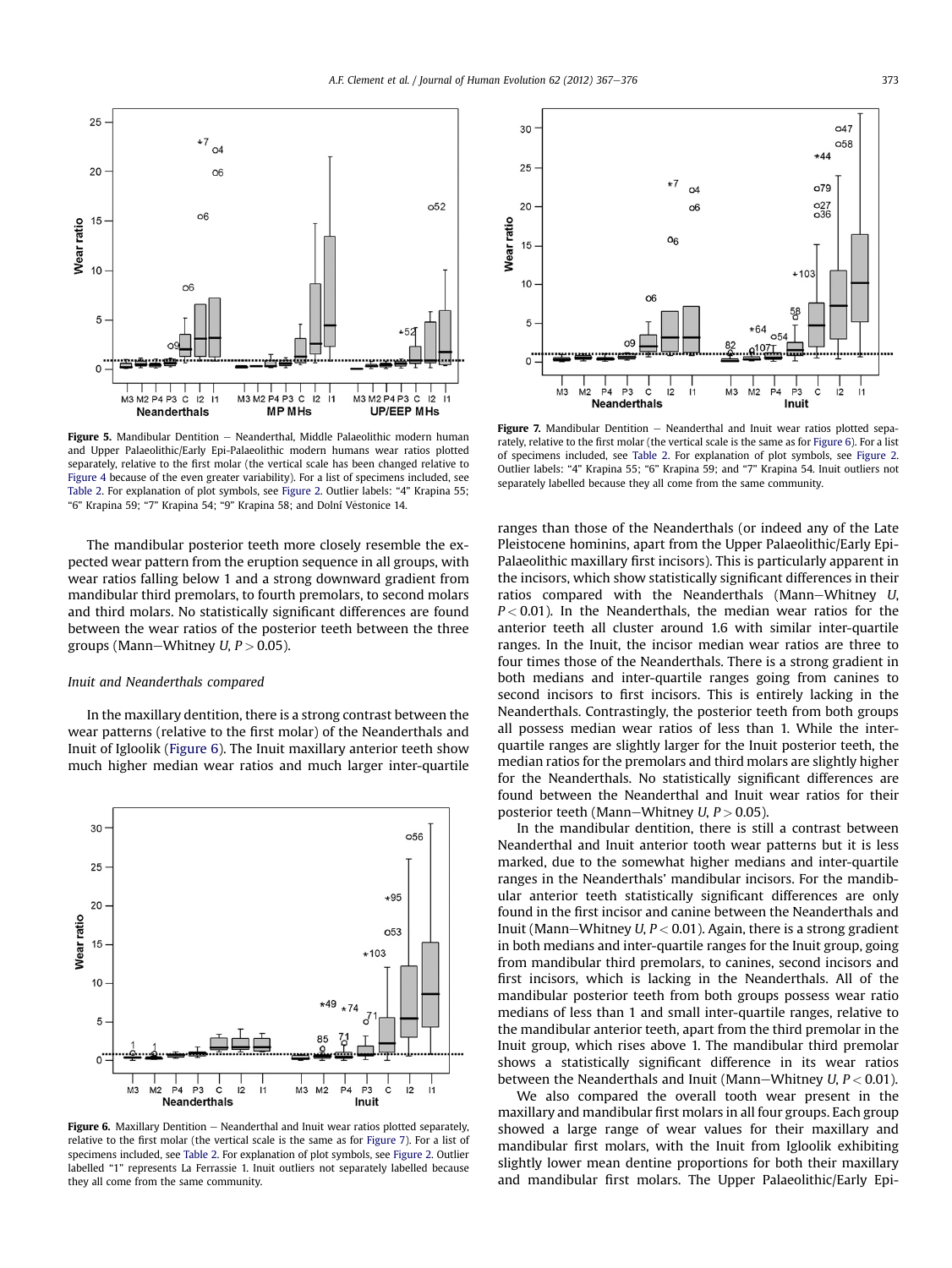Figure 5. Mandibular Dentition — Neanderthal, Middle Palaeolithic modern human and Upper Palaeolithic/Early Epi-Palaeolithic modern humans wear ratios plotted separately, relative to the first molar (the vertical scale has been changed relative to Figure 4 because of the even greater variability). For a list of specimens included, see Table 2. For explanation of plot symbols, see Figure 2. Outlier labels: "4" Krapina 55; "6" Krapina 59; "7" Krapina 54; "9" Krapina 58; and Dolní Věstonice 14.

The mandibular posterior teeth more closely resemble the expected wear pattern from the eruption sequence in all groups, with wear ratios falling below 1 and a strong downward gradient from mandibular third premolars, to fourth premolars, to second molars and third molars. No statistically significant differences are found between the wear ratios of the posterior teeth between the three groups (Mann–Whitney *U*, $P > 0.05$).

### Inuit and Neanderthals compared

In the maxillary dentition, there is a strong contrast between the wear patterns (relative to the first molar) of the Neanderthals and Inuit of Igloolik (Figure 6). The Inuit maxillary anterior teeth show much higher median wear ratios and much larger inter-quartile ranges than those of the Neanderthals (or indeed any of the Late Pleistocene hominins, apart from the Upper Palaeolithic/Early Epi-Palaeolithic maxillary first incisors). This is particularly apparent in the incisors, which show statistically significant differences in their ratios compared with the Neanderthals (Mann–Whitney *U*, $P < 0.01$). In the Neanderthals, the median wear ratios for the anterior teeth all cluster around 1.6 with similar inter-quartile ranges. In the Inuit, the incisor median wear ratios are three to four times those of the Neanderthals. There is a strong gradient in both medians and inter-quartile ranges going from canines to second incisors to first incisors. This is entirely lacking in the Neanderthals. Contrastingly, the posterior teeth from both groups all possess median wear ratios of less than 1. While the inter-quartile ranges are slightly larger for the Inuit posterior teeth, the median ratios for the premolars and third molars are slightly higher for the Neanderthals. No statistically significant differences are found between the Neanderthal and Inuit wear ratios for their posterior teeth (Mann–Whitney *U*, $P > 0.05$).

In the mandibular dentition, there is still a contrast between Neanderthal and Inuit anterior tooth wear patterns but it is less marked, due to the somewhat higher medians and inter-quartile ranges in the Neanderthals' mandibular incisors. For the mandibular anterior teeth statistically significant differences are only found in the first incisor and canine between the Neanderthals and Inuit (Mann–Whitney *U*, $P < 0.01$). Again, there is a strong gradient in both medians and inter-quartile ranges for the Inuit group, going from mandibular third premolars, to canines, second incisors and first incisors, which is lacking in the Neanderthals. All of the mandibular posterior teeth from both groups possess wear ratio medians of less than 1 and small inter-quartile ranges, relative to the mandibular anterior teeth, apart from the third premolar in the Inuit group, which rises above 1. The mandibular third premolar shows a statistically significant difference in its wear ratios between the Neanderthals and Inuit (Mann–Whitney *U*, $P < 0.01$).

We also compared the overall tooth wear present in the maxillary and mandibular first molars in all four groups. Each group showed a large range of wear values for their maxillary and mandibular first molars, with the Inuit from Igloolik exhibiting slightly lower mean dentine proportions for both their maxillary and mandibular first molars. The Upper Palaeolithic/Early Epi-

Figure 6. Maxillary Dentition — Neanderthal and Inuit wear ratios plotted separately, relative to the first molar (the vertical scale is the same as for Figure 7). For a list of specimens included, see Table 2. For explanation of plot symbols, see Figure 2. Outlier labelled "1" represents La Ferrassie 1. Inuit outliers not separately labelled because they all come from the same community.

Figure 7. Mandibular Dentition — Neanderthal and Inuit wear ratios plotted separately, relative to the first molar (the vertical scale is the same as for Figure 6). For a list of specimens included, see Table 2. For explanation of plot symbols, see Figure 2. Outlier labels: "4" Krapina 55; "6" Krapina 59; and "7" Krapina 54. Inuit outliers not separately labelled because they all come from the same community.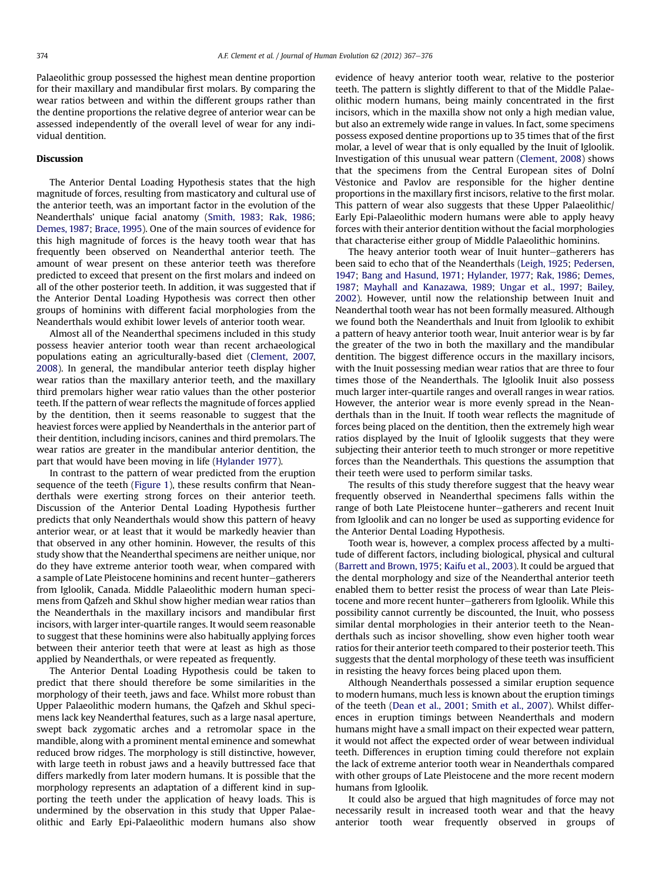Palaeolithic group possessed the highest mean dentine proportion for their maxillary and mandibular first molars. By comparing the wear ratios between and within the different groups rather than the dentine proportions the relative degree of anterior wear can be assessed independently of the overall level of wear for any individual dentition.

## Discussion

The Anterior Dental Loading Hypothesis states that the high magnitude of forces, resulting from masticatory and cultural use of the anterior teeth, was an important factor in the evolution of the Neanderthals' unique facial anatomy (Smith, 1983; Rak, 1986; Demes, 1987; Brace, 1995). One of the main sources of evidence for this high magnitude of forces is the heavy tooth wear that has frequently been observed on Neanderthal anterior teeth. The amount of wear present on these anterior teeth was therefore predicted to exceed that present on the first molars and indeed on all of the other posterior teeth. In addition, it was suggested that if the Anterior Dental Loading Hypothesis was correct then other groups of hominins with different facial morphologies from the Neanderthals would exhibit lower levels of anterior tooth wear.

Almost all of the Neanderthal specimens included in this study possess heavier anterior tooth wear than recent archaeological populations eating an agriculturally-based diet (Clement, 2007, 2008). In general, the mandibular anterior teeth display higher wear ratios than the maxillary anterior teeth, and the maxillary third premolars higher wear ratio values than the other posterior teeth. If the pattern of wear reflects the magnitude of forces applied by the dentition, then it seems reasonable to suggest that the heaviest forces were applied by Neanderthals in the anterior part of their dentition, including incisors, canines and third premolars. The wear ratios are greater in the mandibular anterior dentition, the part that would have been moving in life (Hylander 1977).

In contrast to the pattern of wear predicted from the eruption sequence of the teeth (Figure 1), these results confirm that Neanderthals were exerting strong forces on their anterior teeth. Discussion of the Anterior Dental Loading Hypothesis further predicts that only Neanderthals would show this pattern of heavy anterior wear, or at least that it would be markedly heavier than that observed in any other hominin. However, the results of this study show that the Neanderthal specimens are neither unique, nor do they have extreme anterior tooth wear, when compared with a sample of Late Pleistocene hominins and recent hunter–gatherers from Igloolik, Canada. Middle Palaeolithic modern human specimens from Qafzeh and Skhul show higher median wear ratios than the Neanderthals in the maxillary incisors and mandibular first incisors, with larger inter-quartile ranges. It would seem reasonable to suggest that these hominins were also habitually applying forces between their anterior teeth that were at least as high as those applied by Neanderthals, or were repeated as frequently.

The Anterior Dental Loading Hypothesis could be taken to predict that there should therefore be some similarities in the morphology of their teeth, jaws and face. Whilst more robust than Upper Palaeolithic modern humans, the Qafzeh and Skhul specimens lack key Neanderthal features, such as a large nasal aperture, swept back zygomatic arches and a retromolar space in the mandible, along with a prominent mental eminence and somewhat reduced brow ridges. The morphology is still distinctive, however, with large teeth in robust jaws and a heavily buttressed face that differs markedly from later modern humans. It is possible that the morphology represents an adaptation of a different kind in supporting the teeth under the application of heavy loads. This is undermined by the observation in this study that Upper Palaeolithic and Early Epi-Palaeolithic modern humans also show evidence of heavy anterior tooth wear, relative to the posterior teeth. The pattern is slightly different to that of the Middle Palaeolithic modern humans, being mainly concentrated in the first incisors, which in the maxilla show not only a high median value, but also an extremely wide range in values. In fact, some specimens possess exposed dentine proportions up to 35 times that of the first molar, a level of wear that is only equalled by the Inuit of Igloolik. Investigation of this unusual wear pattern (Clement, 2008) shows that the specimens from the Central European sites of Dolní Věstonice and Pavlov are responsible for the higher dentine proportions in the maxillary first incisors, relative to the first molar. This pattern of wear also suggests that these Upper Palaeolithic/Early Epi-Palaeolithic modern humans were able to apply heavy forces with their anterior dentition without the facial morphologies that characterise either group of Middle Palaeolithic hominins.

The heavy anterior tooth wear of Inuit hunter–gatherers has been said to echo that of the Neanderthals (Leigh, 1925; Pedersen, 1947; Bang and Hasund, 1971; Hylander, 1977; Rak, 1986; Demes, 1987; Mayhall and Kanazawa, 1989; Ungar et al., 1997; Bailey, 2002). However, until now the relationship between Inuit and Neanderthal tooth wear has not been formally measured. Although we found both the Neanderthals and Inuit from Igloolik to exhibit a pattern of heavy anterior tooth wear, Inuit anterior wear is by far the greater of the two in both the maxillary and the mandibular dentition. The biggest difference occurs in the maxillary incisors, with the Inuit possessing median wear ratios that are three to four times those of the Neanderthals. The Igloolik Inuit also possess much larger inter-quartile ranges and overall ranges in wear ratios. However, the anterior wear is more evenly spread in the Neanderthals than in the Inuit. If tooth wear reflects the magnitude of forces being placed on the dentition, then the extremely high wear ratios displayed by the Inuit of Igloolik suggests that they were subjecting their anterior teeth to much stronger or more repetitive forces than the Neanderthals. This questions the assumption that their teeth were used to perform similar tasks.

The results of this study therefore suggest that the heavy wear frequently observed in Neanderthal specimens falls within the range of both Late Pleistocene hunter–gatherers and recent Inuit from Igloolik and can no longer be used as supporting evidence for the Anterior Dental Loading Hypothesis.

Tooth wear is, however, a complex process affected by a multitude of different factors, including biological, physical and cultural (Barrett and Brown, 1975; Kaifu et al., 2003). It could be argued that the dental morphology and size of the Neanderthal anterior teeth enabled them to better resist the process of wear than Late Pleistocene and more recent hunter–gatherers from Igloolik. While this possibility cannot currently be discounted, the Inuit, who possess similar dental morphologies in their anterior teeth to the Neanderthals such as incisor shovelling, show even higher tooth wear ratios for their anterior teeth compared to their posterior teeth. This suggests that the dental morphology of these teeth was insufficient in resisting the heavy forces being placed upon them.

Although Neanderthals possessed a similar eruption sequence to modern humans, much less is known about the eruption timings of the teeth (Dean et al., 2001; Smith et al., 2007). Whilst differences in eruption timings between Neanderthals and modern humans might have a small impact on their expected wear pattern, it would not affect the expected order of wear between individual teeth. Differences in eruption timing could therefore not explain the lack of extreme anterior tooth wear in Neanderthals compared with other groups of Late Pleistocene and the more recent modern humans from Igloolik.

It could also be argued that high magnitudes of force may not necessarily result in increased tooth wear and that the heavy anterior tooth wear frequently observed in groups of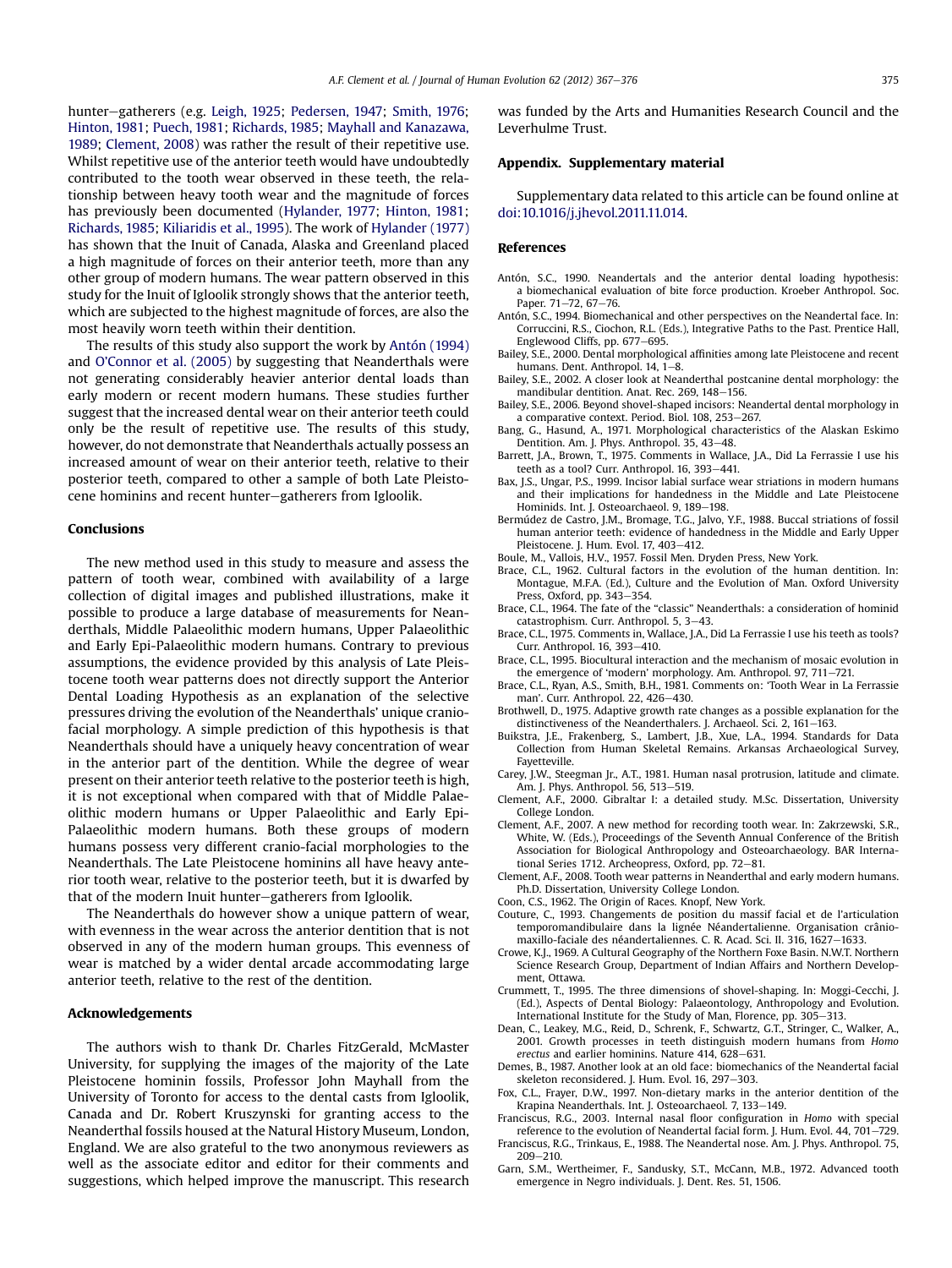hunter–gatherers (e.g. Leigh, 1925; Pedersen, 1947; Smith, 1976; Hinton, 1981; Puech, 1981; Richards, 1985; Mayhall and Kanazawa, 1989; Clement, 2008) was rather the result of their repetitive use. Whilst repetitive use of the anterior teeth would have undoubtedly contributed to the tooth wear observed in these teeth, the relationship between heavy tooth wear and the magnitude of forces has previously been documented (Hylander, 1977; Hinton, 1981; Richards, 1985; Kiliaridis et al., 1995). The work of Hylander (1977) has shown that the Inuit of Canada, Alaska and Greenland placed a high magnitude of forces on their anterior teeth, more than any other group of modern humans. The wear pattern observed in this study for the Inuit of Igloolik strongly shows that the anterior teeth, which are subjected to the highest magnitude of forces, are also the most heavily worn teeth within their dentition.

The results of this study also support the work by Antón (1994) and O'Connor et al. (2005) by suggesting that Neanderthals were not generating considerably heavier anterior dental loads than early modern or recent modern humans. These studies further suggest that the increased dental wear on their anterior teeth could only be the result of repetitive use. The results of this study, however, do not demonstrate that Neanderthals actually possess an increased amount of wear on their anterior teeth, relative to their posterior teeth, compared to other a sample of both Late Pleistocene hominins and recent hunter–gatherers from Igloolik.

## Conclusions

The new method used in this study to measure and assess the pattern of tooth wear, combined with availability of a large collection of digital images and published illustrations, make it possible to produce a large database of measurements for Neanderthals, Middle Palaeolithic modern humans, Upper Palaeolithic and Early Epi-Palaeolithic modern humans. Contrary to previous assumptions, the evidence provided by this analysis of Late Pleistocene tooth wear patterns does not directly support the Anterior Dental Loading Hypothesis as an explanation of the selective pressures driving the evolution of the Neanderthals' unique craniofacial morphology. A simple prediction of this hypothesis is that Neanderthals should have a uniquely heavy concentration of wear in the anterior part of the dentition. While the degree of wear present on their anterior teeth relative to the posterior teeth is high, it is not exceptional when compared with that of Middle Palaeolithic modern humans or Upper Palaeolithic and Early Epi-Palaeolithic modern humans. Both these groups of modern humans possess very different cranio-facial morphologies to the Neanderthals. The Late Pleistocene hominins all have heavy anterior tooth wear, relative to the posterior teeth, but it is dwarfed by that of the modern Inuit hunter–gatherers from Igloolik.

The Neanderthals do however show a unique pattern of wear, with evenness in the wear across the anterior dentition that is not observed in any of the modern human groups. This evenness of wear is matched by a wider dental arcade accommodating large anterior teeth, relative to the rest of the dentition.

## Acknowledgements

The authors wish to thank Dr. Charles FitzGerald, McMaster University, for supplying the images of the majority of the Late Pleistocene hominin fossils, Professor John Mayhall from the University of Toronto for access to the dental casts from Igloolik, Canada and Dr. Robert Kruszynski for granting access to the Neanderthal fossils housed at the Natural History Museum, London, England. We are also grateful to the two anonymous reviewers as well as the associate editor and editor for their comments and suggestions, which helped improve the manuscript. This research was funded by the Arts and Humanities Research Council and the Leverhulme Trust.

## Appendix. Supplementary material

Supplementary data related to this article can be found online at doi:10.1016/j.jhevol.2011.11.014.

## References

Antón, S.C., 1990. Neandertals and the anterior dental loading hypothesis: a biomechanical evaluation of bite force production. Kroeber Anthropol. Soc. Paper. 71–72, 67–76.

Antón, S.C., 1994. Biomechanical and other perspectives on the Neandertal face. In: Corruccini, R.S., Ciochon, R.L. (Eds.), Integrative Paths to the Past. Prentice Hall, Englewood Cliffs, pp. 677–695.

Bailey, S.E., 2000. Dental morphological affinities among late Pleistocene and recent humans. Dent. Anthropol. 14, 1–8.

Bailey, S.E., 2002. A closer look at Neanderthal postcanine dental morphology: the mandibular dentition. Anat. Rec. 269, 148–156.

Bailey, S.E., 2006. Beyond shovel-shaped incisors: Neandertal dental morphology in a comparative context. Period. Biol. 108, 253–267.

Bang, G., Hasund, A., 1971. Morphological characteristics of the Alaskan Eskimo Dentition. Am. J. Phys. Anthropol. 35, 43–48.

Barrett, J.A., Brown, T., 1975. Comments in Wallace, J.A., Did La Ferrassie I use his teeth as a tool? Curr. Anthropol. 16, 393–441.

Bax, J.S., Ungar, P.S., 1999. Incisor labial surface wear striations in modern humans and their implications for handedness in the Middle and Late Pleistocene Hominids. Int. J. Osteoarchaeol. 9, 189–198.

Bermúdez de Castro, J.M., Bromage, T.G., Jalvo, Y.F., 1988. Buccal striations of fossil human anterior teeth: evidence of handedness in the Middle and Early Upper Pleistocene. J. Hum. Evol. 17, 403–412.

Boule, M., Vallois, H.V., 1957. Fossil Men. Dryden Press, New York.

Brace, C.L., 1962. Cultural factors in the evolution of the human dentition. In: Montague, M.F.A. (Ed.), Culture and the Evolution of Man. Oxford University Press, Oxford, pp. 343–354.

Brace, C.L., 1964. The fate of the "classic" Neanderthals: a consideration of hominid catastrophism. Curr. Anthropol. 5, 3–43.

Brace, C.L., 1975. Comments in, Wallace, J.A., Did La Ferrassie I use his teeth as tools? Curr. Anthropol. 16, 393–410.

Brace, C.L., 1995. Biocultural interaction and the mechanism of mosaic evolution in the emergence of 'modern' morphology. Am. Anthropol. 97, 711–721.

Brace, C.L., Ryan, A.S., Smith, B.H., 1981. Comments on: 'Tooth Wear in La Ferrassie man'. Curr. Anthropol. 22, 426–430.

Brothwell, D., 1975. Adaptive growth rate changes as a possible explanation for the distinctiveness of the Neanderthalers. J. Archaeol. Sci. 2, 161–163.

Buikstra, J.E., Frakenberg, S., Lambert, J.B., Xue, L.A., 1994. Standards for Data Collection from Human Skeletal Remains. Arkansas Archaeological Survey, Fayetteville.

Carey, J.W., Steegman Jr., A.T., 1981. Human nasal protrusion, latitude and climate. Am. J. Phys. Anthropol. 56, 513–519.

Clement, A.F., 2000. Gibraltar I: a detailed study. M.Sc. Dissertation, University College London.

Clement, A.F., 2007. A new method for recording tooth wear. In: Zakrzewski, S.R., White, W. (Eds.), Proceedings of the Seventh Annual Conference of the British Association for Biological Anthropology and Osteoarchaeology. BAR International Series 1712. Archeopress, Oxford, pp. 72–81.

Clement, A.F., 2008. Tooth wear patterns in Neanderthal and early modern humans. Ph.D. Dissertation, University College London.

Coon, C.S., 1962. The Origin of Races. Knopf, New York.

Couture, C., 1993. Changements de position du massif facial et de l'articulation temporomandibulaire dans la lignée Néandertalienne. Organisation crânio-maxillo-faciale des néandertaliennes. C. R. Acad. Sci. II. 316, 1627–1633.

Crowe, K.J., 1969. A Cultural Geography of the Northern Foxe Basin. N.W.T. Northern Science Research Group, Department of Indian Affairs and Northern Development, Ottawa.

Crummett, T., 1995. The three dimensions of shovel-shaping. In: Moggi-Cecchi, J. (Ed.), Aspects of Dental Biology: Palaeontology, Anthropology and Evolution. International Institute for the Study of Man, Florence, pp. 305–313.

Dean, C., Leakey, M.G., Reid, D., Schrenk, F., Schwartz, G.T., Stringer, C., Walker, A., 2001. Growth processes in teeth distinguish modern humans from *Homo erectus* and earlier hominins. Nature 414, 628–631.

Demes, B., 1987. Another look at an old face: biomechanics of the Neandertal facial skeleton reconsidered. J. Hum. Evol. 16, 297–303.

Fox, C.L., Frayer, D.W., 1997. Non-dietary marks in the anterior dentition of the Krapina Neanderthals. Int. J. Osteoarchaeol. 7, 133–149.

Franciscus, R.G., 2003. Internal nasal floor configuration in *Homo* with special reference to the evolution of Neandertal facial form. J. Hum. Evol. 44, 701–729.

Franciscus, R.G., Trinkaus, E., 1988. The Neandertal nose. Am. J. Phys. Anthropol. 75, 209–210.

Garn, S.M., Wertheimer, F., Sandusky, S.T., McCann, M.B., 1972. Advanced tooth emergence in Negro individuals. J. Dent. Res. 51, 1506.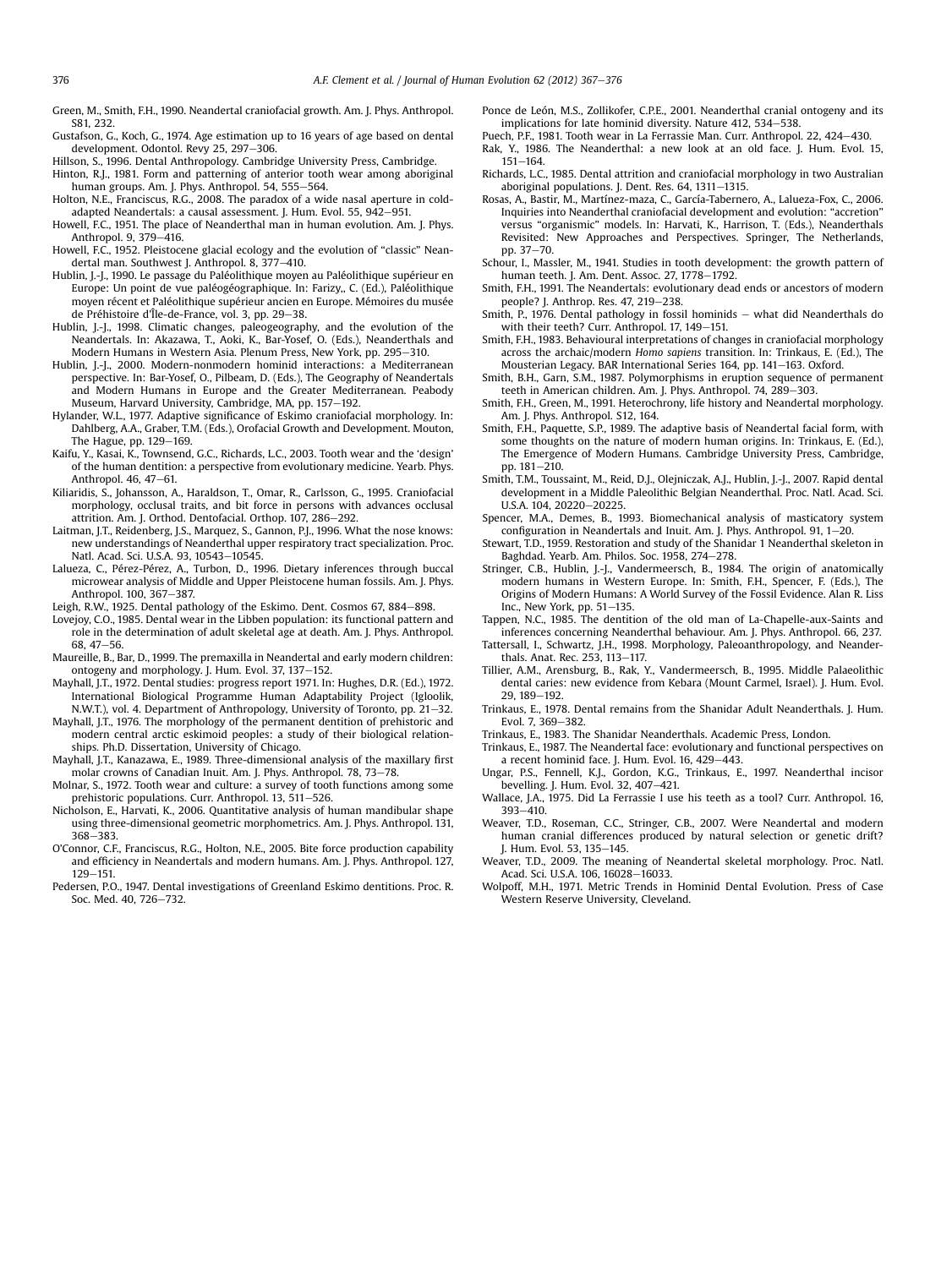Green, M., Smith, F.H., 1990. Neandertal craniofacial growth. Am. J. Phys. Anthropol. S81, 232.

Gustafson, G., Koch, G., 1974. Age estimation up to 16 years of age based on dental development. Odontol. Revy 25, 297–306.

Hillson, S., 1996. Dental Anthropology. Cambridge University Press, Cambridge.

Hinton, R.J., 1981. Form and patterning of anterior tooth wear among aboriginal human groups. Am. J. Phys. Anthropol. 54, 555–564.

Holton, N.E., Franciscus, R.G., 2008. The paradox of a wide nasal aperture in cold-adapted Neandertals: a causal assessment. J. Hum. Evol. 55, 942–951.

Howell, F.C., 1951. The place of Neanderthal man in human evolution. Am. J. Phys. Anthropol. 9, 379–416.

Howell, F.C., 1952. Pleistocene glacial ecology and the evolution of "classic" Neandertal man. Southwest J. Anthropol. 8, 377–410.

Hublin, J.-J., 1990. Le passage du Paléolithique moyen au Paléolithique supérieur en Europe: Un point de vue paléogéographique. In: Farizy,, C. (Ed.), Paléolithique moyen récent et Paléolithique supérieur ancien en Europe. Mémoires du musée de Préhistoire d'Île-de-France, vol. 3, pp. 29–38.

Hublin, J.-J., 1998. Climatic changes, paleogeography, and the evolution of the Neandertals. In: Akazawa, T., Aoki, K., Bar-Yosef, O. (Eds.), Neanderthals and Modern Humans in Western Asia. Plenum Press, New York, pp. 295–310.

Hublin, J.-J., 2000. Modern-nonmodern hominid interactions: a Mediterranean perspective. In: Bar-Yosef, O., Pilbeam, D. (Eds.), The Geography of Neandertals and Modern Humans in Europe and the Greater Mediterranean. Peabody Museum, Harvard University, Cambridge, MA, pp. 157–192.

Hylander, W.L., 1977. Adaptive significance of Eskimo craniofacial morphology. In: Dahlberg, A.A., Graber, T.M. (Eds.), Orofacial Growth and Development. Mouton, The Hague, pp. 129–169.

Kaifu, Y., Kasai, K., Townsend, G.C., Richards, L.C., 2003. Tooth wear and the 'design' of the human dentition: a perspective from evolutionary medicine. Yearb. Phys. Anthropol. 46, 47–61.

Kiliaridis, S., Johansson, A., Haraldson, T., Omar, R., Carlsson, G., 1995. Craniofacial morphology, occlusal traits, and bit force in persons with advances occlusal attrition. Am. J. Orthod. Dentofacial. Orthop. 107, 286–292.

Laitman, J.T., Reidenberg, J.S., Marquez, S., Gannon, P.J., 1996. What the nose knows: new understandings of Neanderthal upper respiratory tract specialization. Proc. Natl. Acad. Sci. U.S.A. 93, 10543–10545.

Lalueza, C., Pérez-Pérez, A., Turbon, D., 1996. Dietary inferences through buccal microwear analysis of Middle and Upper Pleistocene human fossils. Am. J. Phys. Anthropol. 100, 367–387.

Leigh, R.W., 1925. Dental pathology of the Eskimo. Dent. Cosmos 67, 884–898.

Lovejoy, C.O., 1985. Dental wear in the Libben population: its functional pattern and role in the determination of adult skeletal age at death. Am. J. Phys. Anthropol. 68, 47–56.

Maureille, B., Bar, D., 1999. The premaxilla in Neandertal and early modern children: ontogeny and morphology. J. Hum. Evol. 37, 137–152.

Mayhall, J.T., 1972. Dental studies: progress report 1971. In: Hughes, D.R. (Ed.), 1972. International Biological Programme Human Adaptability Project (Igloolik, N.W.T.), vol. 4. Department of Anthropology, University of Toronto, pp. 21–32.

Mayhall, J.T., 1976. The morphology of the permanent dentition of prehistoric and modern central arctic eskimoid peoples: a study of their biological relationships. Ph.D. Dissertation, University of Chicago.

Mayhall, J.T., Kanazawa, E., 1989. Three-dimensional analysis of the maxillary first molar crowns of Canadian Inuit. Am. J. Phys. Anthropol. 78, 73–78.

Molnar, S., 1972. Tooth wear and culture: a survey of tooth functions among some prehistoric populations. Curr. Anthropol. 13, 511–526.

Nicholson, E., Harvati, K., 2006. Quantitative analysis of human mandibular shape using three-dimensional geometric morphometrics. Am. J. Phys. Anthropol. 131, 368–383.

O'Connor, C.F., Franciscus, R.G., Holton, N.E., 2005. Bite force production capability and efficiency in Neandertals and modern humans. Am. J. Phys. Anthropol. 127, 129–151.

Pedersen, P.O., 1947. Dental investigations of Greenland Eskimo dentitions. Proc. R. Soc. Med. 40, 726–732.

Ponce de León, M.S., Zollikofer, C.P.E., 2001. Neanderthal cranial ontogeny and its implications for late hominid diversity. Nature 412, 534–538.

Puech, P.F., 1981. Tooth wear in La Ferrassie Man. Curr. Anthropol. 22, 424–430.

Rak, Y., 1986. The Neanderthal: a new look at an old face. J. Hum. Evol. 15, 151–164.

Richards, L.C., 1985. Dental attrition and craniofacial morphology in two Australian aboriginal populations. J. Dent. Res. 64, 1311–1315.

Rosas, A., Bastir, M., Martínez-maza, C., García-Tabernero, A., Lalueza-Fox, C., 2006. Inquiries into Neanderthal craniofacial development and evolution: "accretion" versus "organismic" models. In: Harvati, K., Harrison, T. (Eds.), Neanderthals Revisited: New Approaches and Perspectives. Springer, The Netherlands, pp. 37–70.

Schour, I., Massler, M., 1941. Studies in tooth development: the growth pattern of human teeth. J. Am. Dent. Assoc. 27, 1778–1792.

Smith, F.H., 1991. The Neandertals: evolutionary dead ends or ancestors of modern people? J. Anthrop. Res. 47, 219–238.

Smith, P., 1976. Dental pathology in fossil hominids – what did Neanderthals do with their teeth? Curr. Anthropol. 17, 149–151.

Smith, F.H., 1983. Behavioural interpretations of changes in craniofacial morphology across the archaic/modern *Homo sapiens* transition. In: Trinkaus, E. (Ed.), The Mousterian Legacy. BAR International Series 164, pp. 141–163. Oxford.

Smith, B.H., Garn, S.M., 1987. Polymorphisms in eruption sequence of permanent teeth in American children. Am. J. Phys. Anthropol. 74, 289–303.

Smith, F.H., Green, M., 1991. Heterochrony, life history and Neandertal morphology. Am. J. Phys. Anthropol. S12, 164.

Smith, F.H., Paquette, S.P., 1989. The adaptive basis of Neandertal facial form, with some thoughts on the nature of modern human origins. In: Trinkaus, E. (Ed.), The Emergence of Modern Humans. Cambridge University Press, Cambridge, pp. 181–210.

Smith, T.M., Toussaint, M., Reid, D.J., Olejniczak, A.J., Hublin, J.-J., 2007. Rapid dental development in a Middle Paleolithic Belgian Neanderthal. Proc. Natl. Acad. Sci. U.S.A. 104, 20220–20225.

Spencer, M.A., Demes, B., 1993. Biomechanical analysis of masticatory system configuration in Neandertals and Inuit. Am. J. Phys. Anthropol. 91, 1–20.

Stewart, T.D., 1959. Restoration and study of the Shanidar 1 Neanderthal skeleton in Baghdad. Yearb. Am. Philos. Soc. 1958, 274–278.

Stringer, C.B., Hublin, J.-J., Vandermeersch, B., 1984. The origin of anatomically modern humans in Western Europe. In: Smith, F.H., Spencer, F. (Eds.), The Origins of Modern Humans: A World Survey of the Fossil Evidence. Alan R. Liss Inc., New York, pp. 51–135.

Tappen, N.C., 1985. The dentition of the old man of La-Chapelle-aux-Saints and inferences concerning Neandertal behaviour. Am. J. Phys. Anthropol. 66, 237.

Tattersall, I., Schwartz, J.H., 1998. Morphology, Paleoanthropology, and Neanderthals. Anat. Rec. 253, 113–117.

Tillier, A.M., Arensburg, B., Rak, Y., Vandermeersch, B., 1995. Middle Palaeolithic dental caries: new evidence from Kebara (Mount Carmel, Israel). J. Hum. Evol. 29, 189–192.

Trinkaus, E., 1978. Dental remains from the Shanidar Adult Neanderthals. J. Hum. Evol. 7, 369–382.

Trinkaus, E., 1983. The Shanidar Neanderthals. Academic Press, London.

Trinkaus, E., 1987. The Neandertal face: evolutionary and functional perspectives on a recent hominid face. J. Hum. Evol. 16, 429–443.

Ungar, P.S., Fennell, K.J., Gordon, K.G., Trinkaus, E., 1997. Neandertal incisor bevelling. J. Hum. Evol. 32, 407–421.

Wallace, J.A., 1975. Did La Ferrassie I use his teeth as a tool? Curr. Anthropol. 16, 393–410.

Weaver, T.D., Roseman, C.C., Stringer, C.B., 2007. Were Neandertal and modern human cranial differences produced by natural selection or genetic drift? J. Hum. Evol. 53, 135–145.

Weaver, T.D., 2009. The meaning of Neandertal skeletal morphology. Proc. Natl. Acad. Sci. U.S.A. 106, 16028–16033.

Wolpoff, M.H., 1971. Metric Trends in Hominid Dental Evolution. Press of Case Western Reserve University, Cleveland.